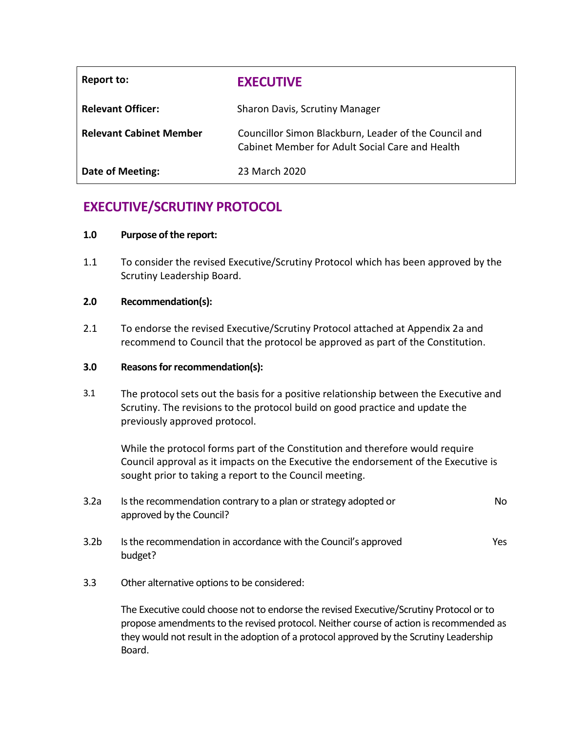| | |
|---|---|
| **Report to:** | **EXECUTIVE** |
| **Relevant Officer:** | Sharon Davis, Scrutiny Manager |
| **Relevant Cabinet Member** | Councillor Simon Blackburn, Leader of the Council and Cabinet Member for Adult Social Care and Health |
| **Date of Meeting:** | 23 March 2020 |

# EXECUTIVE/SCRUTINY PROTOCOL

**1.0 Purpose of the report:**

1.1 To consider the revised Executive/Scrutiny Protocol which has been approved by the Scrutiny Leadership Board.

**2.0 Recommendation(s):**

2.1 To endorse the revised Executive/Scrutiny Protocol attached at Appendix 2a and recommend to Council that the protocol be approved as part of the Constitution.

**3.0 Reasons for recommendation(s):**

3.1 The protocol sets out the basis for a positive relationship between the Executive and Scrutiny. The revisions to the protocol build on good practice and update the previously approved protocol.

While the protocol forms part of the Constitution and therefore would require Council approval as it impacts on the Executive the endorsement of the Executive is sought prior to taking a report to the Council meeting.

3.2a Is the recommendation contrary to a plan or strategy adopted or approved by the Council? No

3.2b Is the recommendation in accordance with the Council's approved budget? Yes

3.3 Other alternative options to be considered:

The Executive could choose not to endorse the revised Executive/Scrutiny Protocol or to propose amendments to the revised protocol. Neither course of action is recommended as they would not result in the adoption of a protocol approved by the Scrutiny Leadership Board.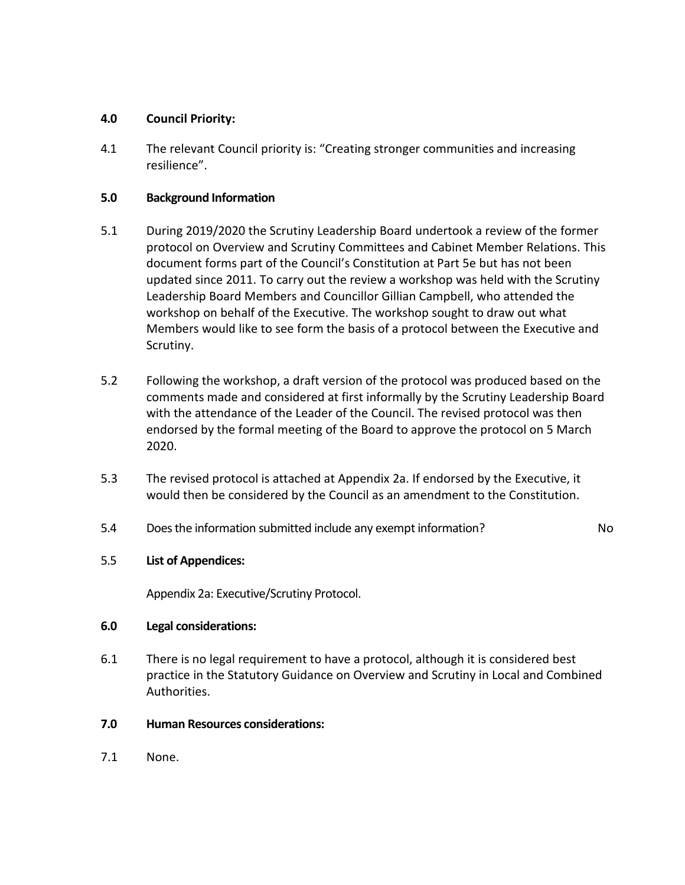**4.0 Council Priority:**

4.1 The relevant Council priority is: “Creating stronger communities and increasing resilience”.

**5.0 Background Information**

5.1 During 2019/2020 the Scrutiny Leadership Board undertook a review of the former protocol on Overview and Scrutiny Committees and Cabinet Member Relations. This document forms part of the Council’s Constitution at Part 5e but has not been updated since 2011. To carry out the review a workshop was held with the Scrutiny Leadership Board Members and Councillor Gillian Campbell, who attended the workshop on behalf of the Executive. The workshop sought to draw out what Members would like to see form the basis of a protocol between the Executive and Scrutiny.

5.2 Following the workshop, a draft version of the protocol was produced based on the comments made and considered at first informally by the Scrutiny Leadership Board with the attendance of the Leader of the Council. The revised protocol was then endorsed by the formal meeting of the Board to approve the protocol on 5 March 2020.

5.3 The revised protocol is attached at Appendix 2a. If endorsed by the Executive, it would then be considered by the Council as an amendment to the Constitution.

5.4 Does the information submitted include any exempt information? No

5.5 **List of Appendices:**

Appendix 2a: Executive/Scrutiny Protocol.

**6.0 Legal considerations:**

6.1 There is no legal requirement to have a protocol, although it is considered best practice in the Statutory Guidance on Overview and Scrutiny in Local and Combined Authorities.

**7.0 Human Resources considerations:**

7.1 None.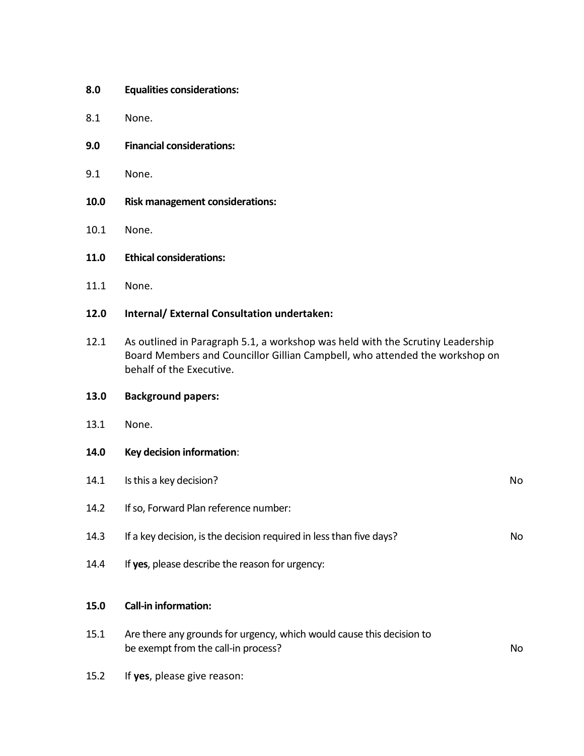**8.0 Equalities considerations:**

8.1 None.

**9.0 Financial considerations:**

9.1 None.

**10.0 Risk management considerations:**

10.1 None.

**11.0 Ethical considerations:**

11.1 None.

**12.0 Internal/ External Consultation undertaken:**

12.1 As outlined in Paragraph 5.1, a workshop was held with the Scrutiny Leadership Board Members and Councillor Gillian Campbell, who attended the workshop on behalf of the Executive.

**13.0 Background papers:**

13.1 None.

**14.0 Key decision information**:

| | | |
|---|---|---|
| 14.1 | Is this a key decision? | No |
| 14.2 | If so, Forward Plan reference number: | |
| 14.3 | If a key decision, is the decision required in less than five days? | No |
| 14.4 | If **yes**, please describe the reason for urgency: | |

**15.0 Call-in information:**

| | | |
|---|---|---|
| 15.1 | Are there any grounds for urgency, which would cause this decision to be exempt from the call-in process? | No |
| 15.2 | If **yes**, please give reason: | |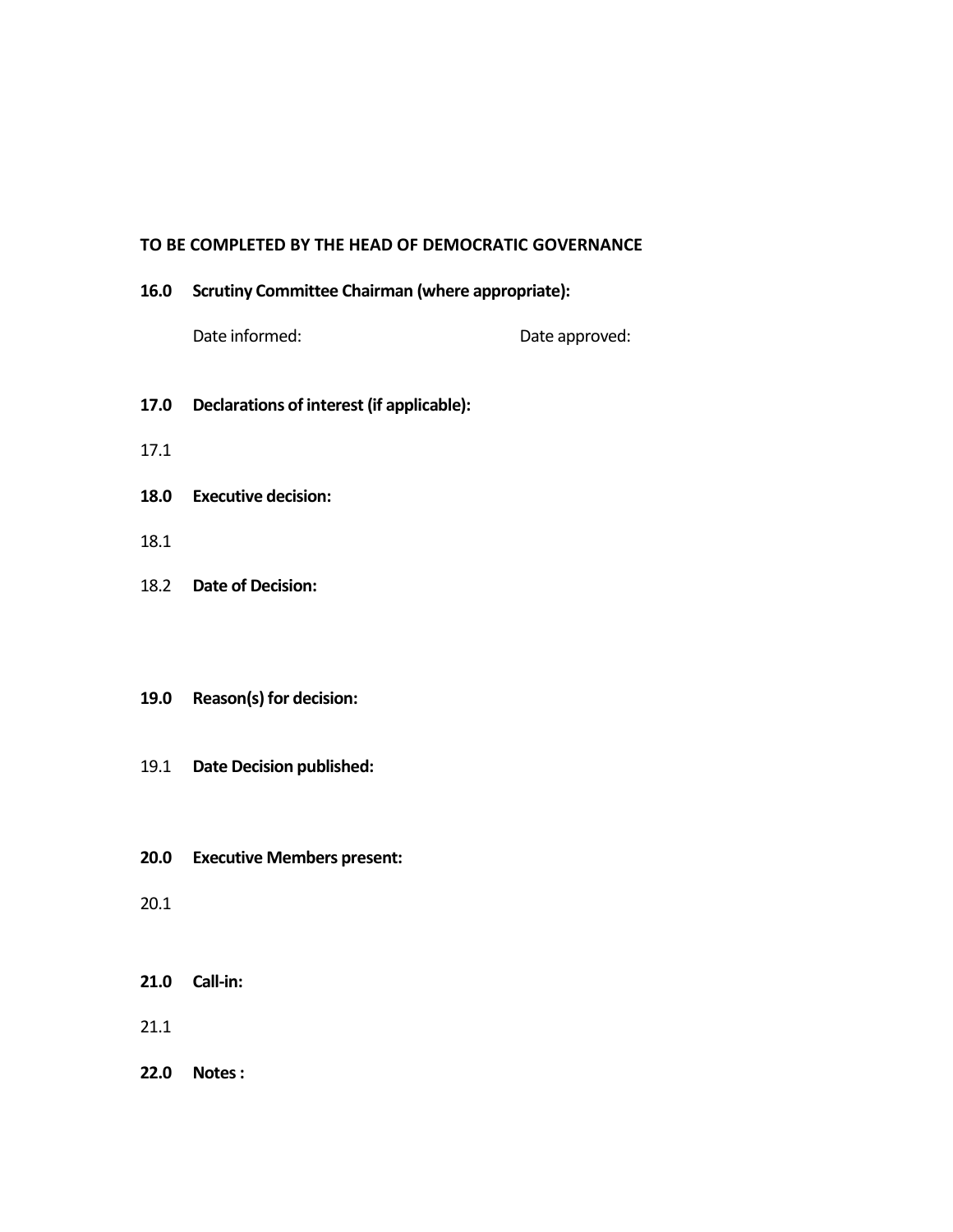**TO BE COMPLETED BY THE HEAD OF DEMOCRATIC GOVERNANCE**

**16.0 Scrutiny Committee Chairman (where appropriate):**

Date informed: Date approved:

**17.0 Declarations of interest (if applicable):**

17.1

**18.0 Executive decision:**

18.1

18.2 **Date of Decision:**

**19.0 Reason(s) for decision:**

19.1 **Date Decision published:**

**20.0 Executive Members present:**

20.1

**21.0 Call-in:**

21.1

**22.0 Notes :**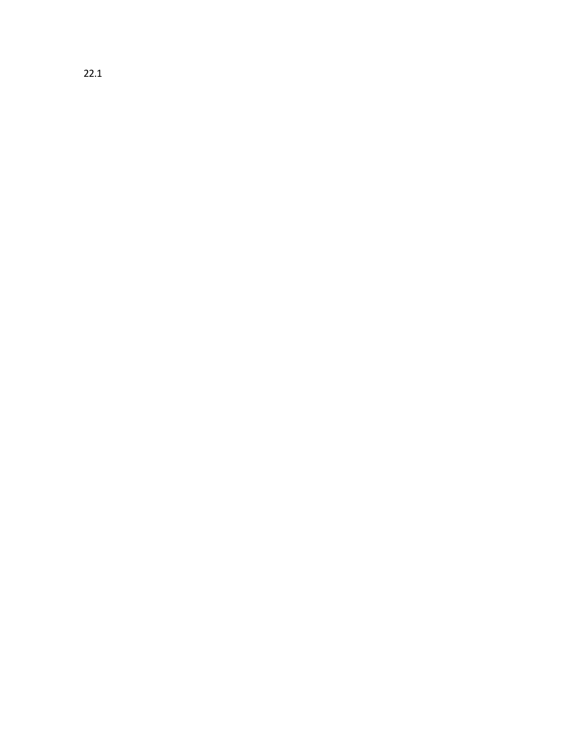22.1